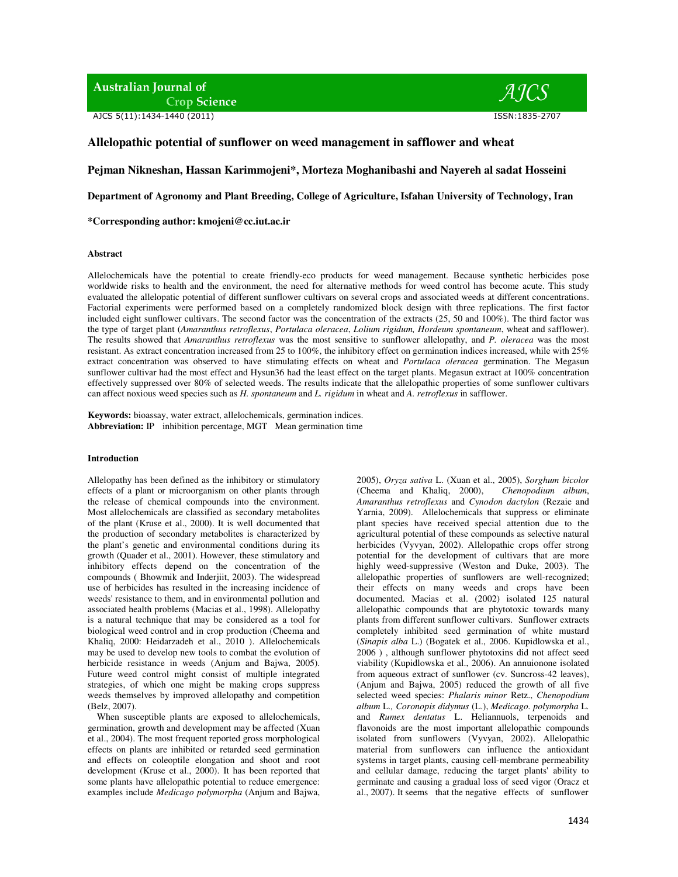# Allelopathic potential of sunflower on weed management in safflower and wheat

**Pejman Nikneshan, Hassan Karimmojeni\*, Morteza Moghanibashi and Nayereh al sadat Hosseini**

**Department of Agronomy and Plant Breeding, College of Agriculture, Isfahan University of Technology, Iran**

**\*Corresponding author: kmojeni@cc.iut.ac.ir**

## Abstract

Allelochemicals have the potential to create friendly-eco products for weed management. Because synthetic herbicides pose worldwide risks to health and the environment, the need for alternative methods for weed control has become acute. This study evaluated the allelopatic potential of different sunflower cultivars on several crops and associated weeds at different concentrations. Factorial experiments were performed based on a completely randomized block design with three replications. The first factor included eight sunflower cultivars. The second factor was the concentration of the extracts (25, 50 and 100%). The third factor was the type of target plant (*Amaranthus retroflexus*, *Portulaca oleracea*, *Lolium rigidum, Hordeum spontaneum*, wheat and safflower). The results showed that *Amaranthus retroflexus* was the most sensitive to sunflower allelopathy, and *P. oleracea* was the most resistant. As extract concentration increased from 25 to 100%, the inhibitory effect on germination indices increased, while with 25% extract concentration was observed to have stimulating effects on wheat and *Portulaca oleracea* germination. The Megasun sunflower cultivar had the most effect and Hysun36 had the least effect on the target plants. Megasun extract at 100% concentration effectively suppressed over 80% of selected weeds. The results indicate that the allelopathic properties of some sunflower cultivars can affect noxious weed species such as *H. spontaneum* and *L. rigidum* in wheat and *A. retroflexus* in safflower.

**Keywords:** bioassay, water extract, allelochemicals, germination indices.
**Abbreviation:** IP inhibition percentage, MGT Mean germination time

## Introduction

Allelopathy has been defined as the inhibitory or stimulatory effects of a plant or microorganism on other plants through the release of chemical compounds into the environment. Most allelochemicals are classified as secondary metabolites of the plant (Kruse et al., 2000). It is well documented that the production of secondary metabolites is characterized by the plant's genetic and environmental conditions during its growth (Quader et al., 2001). However, these stimulatory and inhibitory effects depend on the concentration of the compounds ( Bhowmik and Inderjiit, 2003). The widespread use of herbicides has resulted in the increasing incidence of weeds' resistance to them, and in environmental pollution and associated health problems (Macias et al., 1998). Allelopathy is a natural technique that may be considered as a tool for biological weed control and in crop production (Cheema and Khaliq, 2000: Heidarzadeh et al., 2010 ). Allelochemicals may be used to develop new tools to combat the evolution of herbicide resistance in weeds (Anjum and Bajwa, 2005). Future weed control might consist of multiple integrated strategies, of which one might be making crops suppress weeds themselves by improved allelopathy and competition (Belz, 2007).

When susceptible plants are exposed to allelochemicals, germination, growth and development may be affected (Xuan et al., 2004). The most frequent reported gross morphological effects on plants are inhibited or retarded seed germination and effects on coleoptile elongation and shoot and root development (Kruse et al., 2000). It has been reported that some plants have allelopathic potential to reduce emergence: examples include *Medicago polymorpha* (Anjum and Bajwa, 2005), *Oryza sativa* L. (Xuan et al., 2005), *Sorghum bicolor* (Cheema and Khaliq, 2000), *Chenopodium album*, *Amaranthus retroflexus* and *Cynodon dactylon* (Rezaie and Yarnia, 2009). Allelochemicals that suppress or eliminate plant species have received special attention due to the agricultural potential of these compounds as selective natural herbicides (Vyvyan, 2002). Allelopathic crops offer strong potential for the development of cultivars that are more highly weed-suppressive (Weston and Duke, 2003). The allelopathic properties of sunflowers are well-recognized; their effects on many weeds and crops have been documented. Macias et al. (2002) isolated 125 natural allelopathic compounds that are phytotoxic towards many plants from different sunflower cultivars. Sunflower extracts completely inhibited seed germination of white mustard (*Sinapis alba* L.) (Bogatek et al., 2006. Kupidlowska et al., 2006 ) , although sunflower phytotoxins did not affect seed viability (Kupidlowska et al., 2006). An annuionone isolated from aqueous extract of sunflower (cv. Suncross-42 leaves), (Anjum and Bajwa, 2005) reduced the growth of all five selected weed species: *Phalaris minor* Retz., *Chenopodium album* L., *Coronopis didymus* (L.), *Medicago. polymorpha* L. and *Rumex dentatus* L. Heliannuols, terpenoids and flavonoids are the most important allelopathic compounds isolated from sunflowers (Vyvyan, 2002). Allelopathic material from sunflowers can influence the antioxidant systems in target plants, causing cell-membrane permeability and cellular damage, reducing the target plants' ability to germinate and causing a gradual loss of seed vigor (Oracz et al., 2007). It seems that the negative effects of sunflower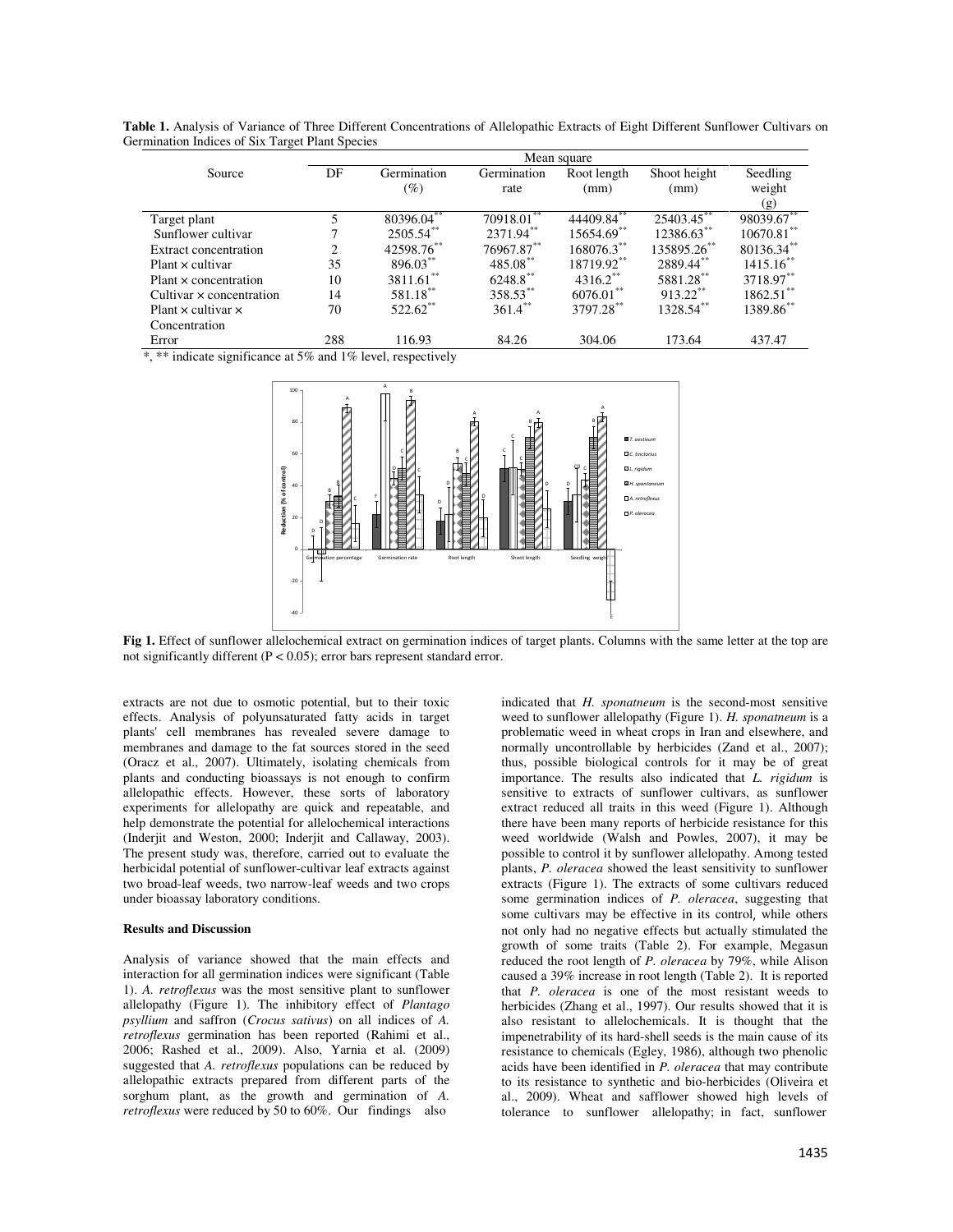**Table 1.** Analysis of Variance of Three Different Concentrations of Allelopathic Extracts of Eight Different Sunflower Cultivars on Germination Indices of Six Target Plant Species

| Source | DF | Mean square | | | | |
|---|---|---|---|---|---|---|
| | | Germination (%) | Germination rate | Root length (mm) | Shoot height (mm) | Seedling weight (g) |
| Target plant | 5 | 80396.04** | 70918.01** | 44409.84** | 25403.45** | 98039.67** |
| Sunflower cultivar | 7 | 2505.54** | 2371.94** | 15654.69** | 12386.63** | 10670.81** |
| Extract concentration | 2 | 42598.76** | 76967.87** | 168076.3** | 135895.26** | 80136.34** |
| Plant × cultivar | 35 | 896.03** | 485.08** | 18719.92** | 2889.44** | 1415.16** |
| Plant × concentration | 10 | 3811.61** | 6248.8** | 4316.2** | 5881.28** | 3718.97** |
| Cultivar × concentration | 14 | 581.18** | 358.53** | 6076.01** | 913.22** | 1862.51** |
| Plant × cultivar × Concentration | 70 | 522.62** | 361.4** | 3797.28** | 1328.54** | 1389.86** |
| Error | 288 | 116.93 | 84.26 | 304.06 | 173.64 | 437.47 |

*, ** indicate significance at 5% and 1% level, respectively

**Fig 1.** Effect of sunflower allelochemical extract on germination indices of target plants. Columns with the same letter at the top are not significantly different (P < 0.05); error bars represent standard error.

extracts are not due to osmotic potential, but to their toxic effects. Analysis of polyunsaturated fatty acids in target plants' cell membranes has revealed severe damage to membranes and damage to the fat sources stored in the seed (Oracz et al., 2007). Ultimately, isolating chemicals from plants and conducting bioassays is not enough to confirm allelopathic effects. However, these sorts of laboratory experiments for allelopathy are quick and repeatable, and help demonstrate the potential for allelochemical interactions (Inderjit and Weston, 2000; Inderjit and Callaway, 2003). The present study was, therefore, carried out to evaluate the herbicidal potential of sunflower-cultivar leaf extracts against two broad-leaf weeds, two narrow-leaf weeds and two crops under bioassay laboratory conditions.

### Results and Discussion

Analysis of variance showed that the main effects and interaction for all germination indices were significant (Table 1). *A. retroflexus* was the most sensitive plant to sunflower allelopathy (Figure 1). The inhibitory effect of *Plantago psyllium* and saffron (*Crocus sativus*) on all indices of *A. retroflexus* germination has been reported (Rahimi et al., 2006; Rashed et al., 2009). Also, Yarnia et al. (2009) suggested that *A. retroflexus* populations can be reduced by allelopathic extracts prepared from different parts of the sorghum plant, as the growth and germination of *A. retroflexus* were reduced by 50 to 60%. Our findings also indicated that *H. sponatneum* is the second-most sensitive weed to sunflower allelopathy (Figure 1). *H. sponatneum* is a problematic weed in wheat crops in Iran and elsewhere, and normally uncontrollable by herbicides (Zand et al., 2007); thus, possible biological controls for it may be of great importance. The results also indicated that *L. rigidum* is sensitive to extracts of sunflower cultivars, as sunflower extract reduced all traits in this weed (Figure 1). Although there have been many reports of herbicide resistance for this weed worldwide (Walsh and Powles, 2007), it may be possible to control it by sunflower allelopathy. Among tested plants, *P. oleracea* showed the least sensitivity to sunflower extracts (Figure 1). The extracts of some cultivars reduced some germination indices of *P. oleracea*, suggesting that some cultivars may be effective in its control, while others not only had no negative effects but actually stimulated the growth of some traits (Table 2). For example, Megasun reduced the root length of *P. oleracea* by 79%, while Alison caused a 39% increase in root length (Table 2). It is reported that *P. oleracea* is one of the most resistant weeds to herbicides (Zhang et al., 1997). Our results showed that it is also resistant to allelochemicals. It is thought that the impenetrability of its hard-shell seeds is the main cause of its resistance to chemicals (Egley, 1986), although two phenolic acids have been identified in *P. oleracea* that may contribute to its resistance to synthetic and bio-herbicides (Oliveira et al., 2009). Wheat and safflower showed high levels of tolerance to sunflower allelopathy; in fact, sunflower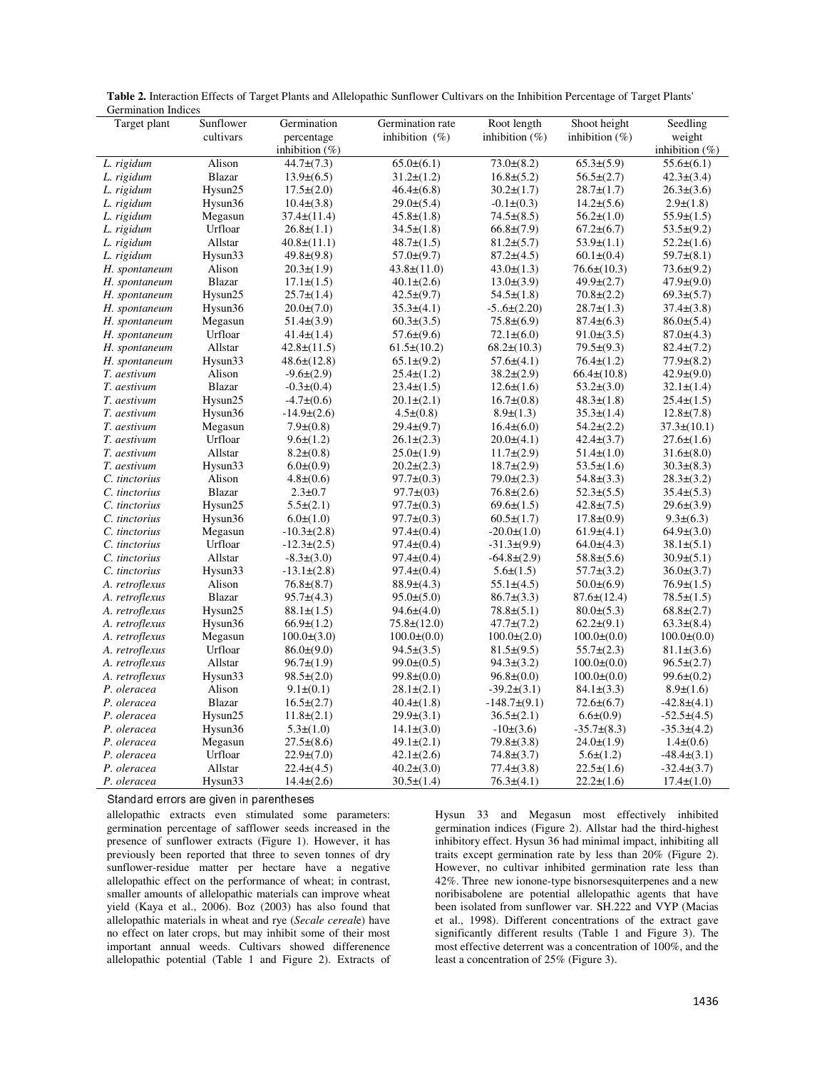**Table 2.** Interaction Effects of Target Plants and Allelopathic Sunflower Cultivars on the Inhibition Percentage of Target Plants' Germination Indices

| Target plant | Sunflower cultivars | Germination percentage inhibition (%) | Germination rate inhibition (%) | Root length inhibition (%) | Shoot height inhibition (%) | Seedling weight inhibition (%) |
|---|---|---|---|---|---|---|
| *L. rigidum* | Alison | 44.7±(7.3) | 65.0±(6.1) | 73.0±(8.2) | 65.3±(5.9) | 55.6±(6.1) |
| *L. rigidum* | Blazar | 13.9±(6.5) | 31.2±(1.2) | 16.8±(5.2) | 56.5±(2.7) | 42.3±(3.4) |
| *L. rigidum* | Hysun25 | 17.5±(2.0) | 46.4±(6.8) | 30.2±(1.7) | 28.7±(1.7) | 26.3±(3.6) |
| *L. rigidum* | Hysun36 | 10.4±(3.8) | 29.0±(5.4) | -0.1±(0.3) | 14.2±(5.6) | 2.9±(1.8) |
| *L. rigidum* | Megasun | 37.4±(11.4) | 45.8±(1.8) | 74.5±(8.5) | 56.2±(1.0) | 55.9±(1.5) |
| *L. rigidum* | Urfloar | 26.8±(1.1) | 34.5±(1.8) | 66.8±(7.9) | 67.2±(6.7) | 53.5±(9.2) |
| *L. rigidum* | Allstar | 40.8±(11.1) | 48.7±(1.5) | 81.2±(5.7) | 53.9±(1.1) | 52.2±(1.6) |
| *L. rigidum* | Hysun33 | 49.8±(9.8) | 57.0±(9.7) | 87.2±(4.5) | 60.1±(0.4) | 59.7±(8.1) |
| *H. spontaneum* | Alison | 20.3±(1.9) | 43.8±(11.0) | 43.0±(1.3) | 76.6±(10.3) | 73.6±(9.2) |
| *H. spontaneum* | Blazar | 17.1±(1.5) | 40.1±(2.6) | 13.0±(3.9) | 49.9±(2.7) | 47.9±(9.0) |
| *H. spontaneum* | Hysun25 | 25.7±(1.4) | 42.5±(9.7) | 54.5±(1.8) | 70.8±(2.2) | 69.3±(5.7) |
| *H. spontaneum* | Hysun36 | 20.0±(7.0) | 35.3±(4.1) | -5..6±(2.20) | 28.7±(1.3) | 37.4±(3.8) |
| *H. spontaneum* | Megasun | 51.4±(3.9) | 60.3±(3.5) | 75.8±(6.9) | 87.4±(6.3) | 86.0±(5.4) |
| *H. spontaneum* | Urfloar | 41.4±(1.4) | 57.6±(9.6) | 72.1±(6.0) | 91.0±(3.5) | 87.0±(4.3) |
| *H. spontaneum* | Allstar | 42.8±(11.5) | 61.5±(10.2) | 68.2±(10.3) | 79.5±(9.3) | 82.4±(7.2) |
| *H. spontaneum* | Hysun33 | 48.6±(12.8) | 65.1±(9.2) | 57.6±(4.1) | 76.4±(1.2) | 77.9±(8.2) |
| *T. aestivum* | Alison | -9.6±(2.9) | 25.4±(1.2) | 38.2±(2.9) | 66.4±(10.8) | 42.9±(9.0) |
| *T. aestivum* | Blazar | -0.3±(0.4) | 23.4±(1.5) | 12.6±(1.6) | 53.2±(3.0) | 32.1±(1.4) |
| *T. aestivum* | Hysun25 | -4.7±(0.6) | 20.1±(2.1) | 16.7±(0.8) | 48.3±(1.8) | 25.4±(1.5) |
| *T. aestivum* | Hysun36 | -14.9±(2.6) | 4.5±(0.8) | 8.9±(1.3) | 35.3±(1.4) | 12.8±(7.8) |
| *T. aestivum* | Megasun | 7.9±(0.8) | 29.4±(9.7) | 16.4±(6.0) | 54.2±(2.2) | 37.3±(10.1) |
| *T. aestivum* | Urfloar | 9.6±(1.2) | 26.1±(2.3) | 20.0±(4.1) | 42.4±(3.7) | 27.6±(1.6) |
| *T. aestivum* | Allstar | 8.2±(0.8) | 25.0±(1.9) | 11.7±(2.9) | 51.4±(1.0) | 31.6±(8.0) |
| *T. aestivum* | Hysun33 | 6.0±(0.9) | 20.2±(2.3) | 18.7±(2.9) | 53.5±(1.6) | 30.3±(8.3) |
| *C. tinctorius* | Alison | 4.8±(0.6) | 97.7±(0.3) | 79.0±(2.3) | 54.8±(3.3) | 28.3±(3.2) |
| *C. tinctorius* | Blazar | 2.3±0.7 | 97.7±(03) | 76.8±(2.6) | 52.3±(5.5) | 35.4±(5.3) |
| *C. tinctorius* | Hysun25 | 5.5±(2.1) | 97.7±(0.3) | 69.6±(1.5) | 42.8±(7.5) | 29.6±(3.9) |
| *C. tinctorius* | Hysun36 | 6.0±(1.0) | 97.7±(0.3) | 60.5±(1.7) | 17.8±(0.9) | 9.3±(6.3) |
| *C. tinctorius* | Megasun | -10.3±(2.8) | 97.4±(0.4) | -20.0±(1.0) | 61.9±(4.1) | 64.9±(3.0) |
| *C. tinctorius* | Urfloar | -12.3±(2.5) | 97.4±(0.4) | -31.3±(9.9) | 64.0±(4.3) | 38.1±(5.1) |
| *C. tinctorius* | Allstar | -8.3±(3.0) | 97.4±(0.4) | -64.8±(2.9) | 58.8±(5.6) | 30.9±(5.1) |
| *C. tinctorius* | Hysun33 | -13.1±(2.8) | 97.4±(0.4) | 5.6±(1.5) | 57.7±(3.2) | 36.0±(3.7) |
| *A. retroflexus* | Alison | 76.8±(8.7) | 88.9±(4.3) | 55.1±(4.5) | 50.0±(6.9) | 76.9±(1.5) |
| *A. retroflexus* | Blazar | 95.7±(4.3) | 95.0±(5.0) | 86.7±(3.3) | 87.6±(12.4) | 78.5±(1.5) |
| *A. retroflexus* | Hysun25 | 88.1±(1.5) | 94.6±(4.0) | 78.8±(5.1) | 80.0±(5.3) | 68.8±(2.7) |
| *A. retroflexus* | Hysun36 | 66.9±(1.2) | 75.8±(12.0) | 47.7±(7.2) | 62.2±(9.1) | 63.3±(8.4) |
| *A. retroflexus* | Megasun | 100.0±(3.0) | 100.0±(0.0) | 100.0±(2.0) | 100.0±(0.0) | 100.0±(0.0) |
| *A. retroflexus* | Urfloar | 86.0±(9.0) | 94.5±(3.5) | 81.5±(9.5) | 55.7±(2.3) | 81.1±(3.6) |
| *A. retroflexus* | Allstar | 96.7±(1.9) | 99.0±(0.5) | 94.3±(3.2) | 100.0±(0.0) | 96.5±(2.7) |
| *A. retroflexus* | Hysun33 | 98.5±(2.0) | 99.8±(0.0) | 96.8±(0.0) | 100.0±(0.0) | 99.6±(0.2) |
| *P. oleracea* | Alison | 9.1±(0.1) | 28.1±(2.1) | -39.2±(3.1) | 84.1±(3.3) | 8.9±(1.6) |
| *P. oleracea* | Blazar | 16.5±(2.7) | 40.4±(1.8) | -148.7±(9.1) | 72.6±(6.7) | -42.8±(4.1) |
| *P. oleracea* | Hysun25 | 11.8±(2.1) | 29.9±(3.1) | 36.5±(2.1) | 6.6±(0.9) | -52.5±(4.5) |
| *P. oleracea* | Hysun36 | 5.3±(1.0) | 14.1±(3.0) | -10±(3.6) | -35.7±(8.3) | -35.3±(4.2) |
| *P. oleracea* | Megasun | 27.5±(8.6) | 49.1±(2.1) | 79.8±(3.8) | 24.0±(1.9) | 1.4±(0.6) |
| *P. oleracea* | Urfloar | 22.9±(7.0) | 42.1±(2.6) | 74.8±(3.7) | 5.6±(1.2) | -48.4±(3.1) |
| *P. oleracea* | Allstar | 22.4±(4.5) | 40.2±(3.0) | 77.4±(3.8) | 22.5±(1.6) | -32.4±(3.7) |
| *P. oleracea* | Hysun33 | 14.4±(2.6) | 30.5±(1.4) | 76.3±(4.1) | 22.2±(1.6) | 17.4±(1.0) |

Standard errors are given in parentheses

allelopathic extracts even stimulated some parameters: germination percentage of safflower seeds increased in the presence of sunflower extracts (Figure 1). However, it has previously been reported that three to seven tonnes of dry sunflower-residue matter per hectare have a negative allelopathic effect on the performance of wheat; in contrast, smaller amounts of allelopathic materials can improve wheat yield (Kaya et al., 2006). Boz (2003) has also found that allelopathic materials in wheat and rye (*Secale cereale*) have no effect on later crops, but may inhibit some of their most important annual weeds. Cultivars showed differenece allelopathic potential (Table 1 and Figure 2). Extracts of Hysun 33 and Megasun most effectively inhibited germination indices (Figure 2). Allstar had the third-highest inhibitory effect. Hysun 36 had minimal impact, inhibiting all traits except germination rate by less than 20% (Figure 2). However, no cultivar inhibited germination rate less than 42%. Three new ionone-type bisnorsesquiterpenes and a new noribisabolene are potential allelopathic agents that have been isolated from sunflower var. SH.222 and VYP (Macias et al., 1998). Different concentrations of the extract gave significantly different results (Table 1 and Figure 3). The most effective deterrent was a concentration of 100%, and the least a concentration of 25% (Figure 3).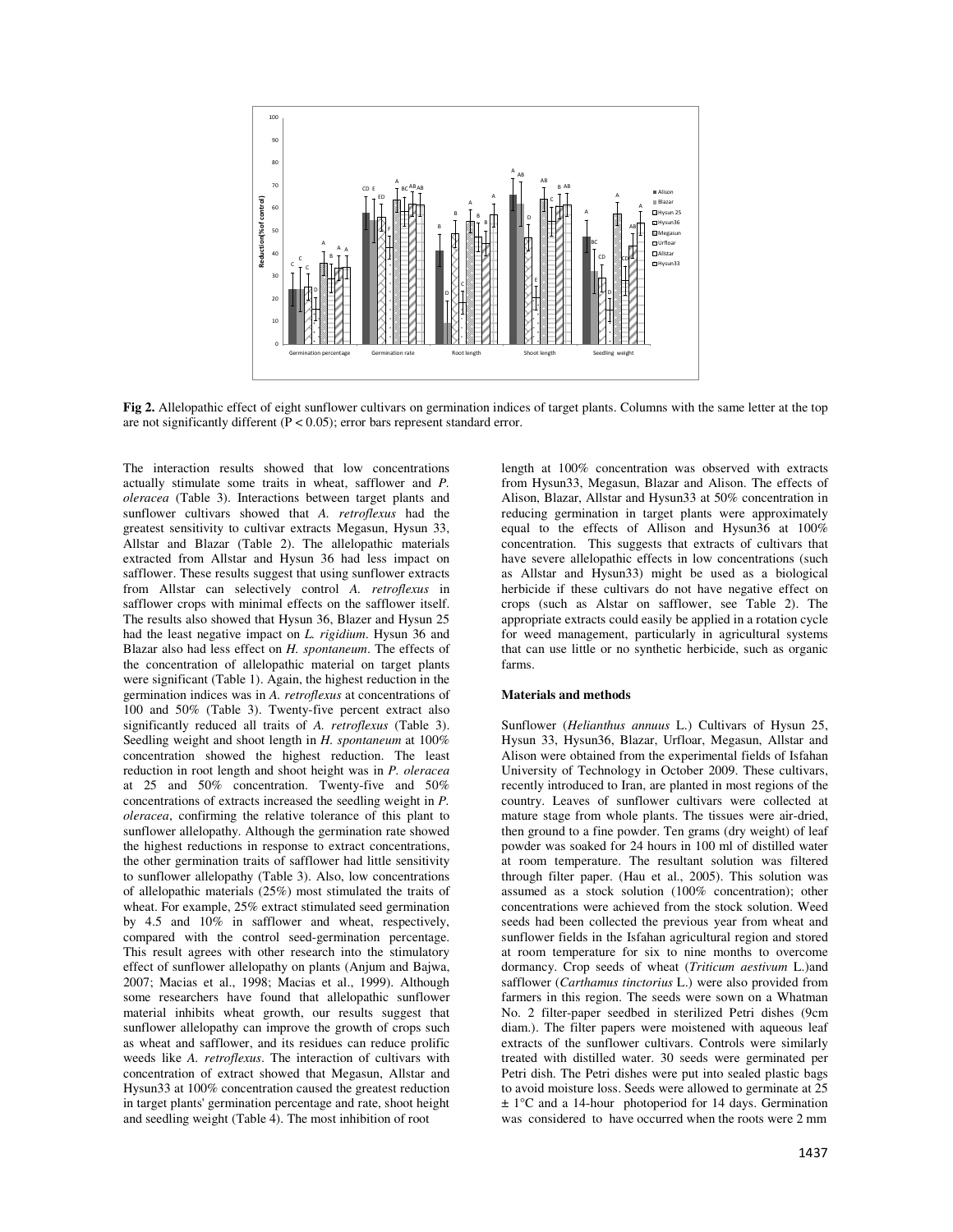**Fig 2.** Allelopathic effect of eight sunflower cultivars on germination indices of target plants. Columns with the same letter at the top are not significantly different ($P < 0.05$); error bars represent standard error.

The interaction results showed that low concentrations actually stimulate some traits in wheat, safflower and *P. oleracea* (Table 3). Interactions between target plants and sunflower cultivars showed that *A. retroflexus* had the greatest sensitivity to cultivar extracts Megasun, Hysun 33, Allstar and Blazar (Table 2). The allelopathic materials extracted from Allstar and Hysun 36 had less impact on safflower. These results suggest that using sunflower extracts from Allstar can selectively control *A. retroflexus* in safflower crops with minimal effects on the safflower itself. The results also showed that Hysun 36, Blazer and Hysun 25 had the least negative impact on *L. rigidium*. Hysun 36 and Blazar also had less effect on *H. spontaneum*. The effects of the concentration of allelopathic material on target plants were significant (Table 1). Again, the highest reduction in the germination indices was in *A. retroflexus* at concentrations of 100 and 50% (Table 3). Twenty-five percent extract also significantly reduced all traits of *A. retroflexus* (Table 3). Seedling weight and shoot length in *H. spontaneum* at 100% concentration showed the highest reduction. The least reduction in root length and shoot height was in *P. oleracea* at 25 and 50% concentration. Twenty-five and 50% concentrations of extracts increased the seedling weight in *P. oleracea*, confirming the relative tolerance of this plant to sunflower allelopathy. Although the germination rate showed the highest reductions in response to extract concentrations, the other germination traits of safflower had little sensitivity to sunflower allelopathy (Table 3). Also, low concentrations of allelopathic materials (25%) most stimulated the traits of wheat. For example, 25% extract stimulated seed germination by 4.5 and 10% in safflower and wheat, respectively, compared with the control seed-germination percentage. This result agrees with other research into the stimulatory effect of sunflower allelopathy on plants (Anjum and Bajwa, 2007; Macias et al., 1998; Macias et al., 1999). Although some researchers have found that allelopathic sunflower material inhibits wheat growth, our results suggest that sunflower allelopathy can improve the growth of crops such as wheat and safflower, and its residues can reduce prolific weeds like *A. retroflexus*. The interaction of cultivars with concentration of extract showed that Megasun, Allstar and Hysun33 at 100% concentration caused the greatest reduction in target plants' germination percentage and rate, shoot height and seedling weight (Table 4). The most inhibition of root length at 100% concentration was observed with extracts from Hysun33, Megasun, Blazar and Alison. The effects of Alison, Blazar, Allstar and Hysun33 at 50% concentration in reducing germination in target plants were approximately equal to the effects of Allison and Hysun36 at 100% concentration. This suggests that extracts of cultivars that have severe allelopathic effects in low concentrations (such as Allstar and Hysun33) might be used as a biological herbicide if these cultivars do not have negative effect on crops (such as Alstar on safflower, see Table 2). The appropriate extracts could easily be applied in a rotation cycle for weed management, particularly in agricultural systems that can use little or no synthetic herbicide, such as organic farms.

## Materials and methods

Sunflower (*Helianthus annuus* L.) Cultivars of Hysun 25, Hysun 33, Hysun36, Blazar, Urfloar, Megasun, Allstar and Alison were obtained from the experimental fields of Isfahan University of Technology in October 2009. These cultivars, recently introduced to Iran, are planted in most regions of the country. Leaves of sunflower cultivars were collected at mature stage from whole plants. The tissues were air-dried, then ground to a fine powder. Ten grams (dry weight) of leaf powder was soaked for 24 hours in 100 ml of distilled water at room temperature. The resultant solution was filtered through filter paper. (Hau et al., 2005). This solution was assumed as a stock solution (100% concentration); other concentrations were achieved from the stock solution. Weed seeds had been collected the previous year from wheat and sunflower fields in the Isfahan agricultural region and stored at room temperature for six to nine months to overcome dormancy. Crop seeds of wheat (*Triticum aestivum* L.)and safflower (*Carthamus tinctorius* L.) were also provided from farmers in this region. The seeds were sown on a Whatman No. 2 filter-paper seedbed in sterilized Petri dishes (9cm diam.). The filter papers were moistened with aqueous leaf extracts of the sunflower cultivars. Controls were similarly treated with distilled water. 30 seeds were germinated per Petri dish. The Petri dishes were put into sealed plastic bags to avoid moisture loss. Seeds were allowed to germinate at 25 ± 1°C and a 14-hour photoperiod for 14 days. Germination was considered to have occurred when the roots were 2 mm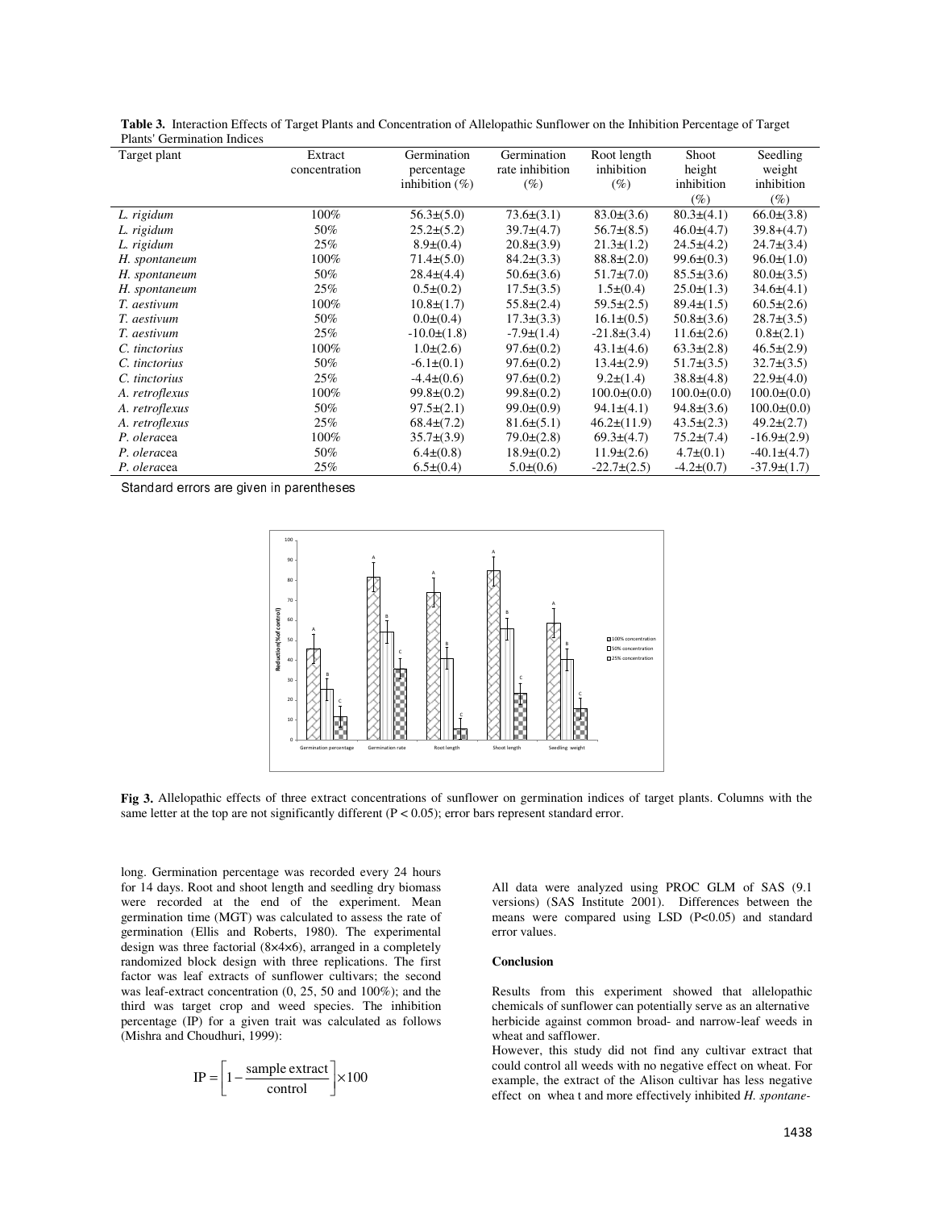**Table 3.** Interaction Effects of Target Plants and Concentration of Allelopathic Sunflower on the Inhibition Percentage of Target Plants' Germination Indices

| Target plant | Extract concentration | Germination percentage inhibition (%) | Germination rate inhibition (%) | Root length inhibition (%) | Shoot height inhibition (%) | Seedling weight inhibition (%) |
|---|---|---|---|---|---|---|
| *L. rigidum* | 100% | 56.3±(5.0) | 73.6±(3.1) | 83.0±(3.6) | 80.3±(4.1) | 66.0±(3.8) |
| *L. rigidum* | 50% | 25.2±(5.2) | 39.7±(4.7) | 56.7±(8.5) | 46.0±(4.7) | 39.8+(4.7) |
| *L. rigidum* | 25% | 8.9±(0.4) | 20.8±(3.9) | 21.3±(1.2) | 24.5±(4.2) | 24.7±(3.4) |
| *H. spontaneum* | 100% | 71.4±(5.0) | 84.2±(3.3) | 88.8±(2.0) | 99.6±(0.3) | 96.0±(1.0) |
| *H. spontaneum* | 50% | 28.4±(4.4) | 50.6±(3.6) | 51.7±(7.0) | 85.5±(3.6) | 80.0±(3.5) |
| *H. spontaneum* | 25% | 0.5±(0.2) | 17.5±(3.5) | 1.5±(0.4) | 25.0±(1.3) | 34.6±(4.1) |
| *T. aestivum* | 100% | 10.8±(1.7) | 55.8±(2.4) | 59.5±(2.5) | 89.4±(1.5) | 60.5±(2.6) |
| *T. aestivum* | 50% | 0.0±(0.4) | 17.3±(3.3) | 16.1±(0.5) | 50.8±(3.6) | 28.7±(3.5) |
| *T. aestivum* | 25% | -10.0±(1.8) | -7.9±(1.4) | -21.8±(3.4) | 11.6±(2.6) | 0.8±(2.1) |
| *C. tinctorius* | 100% | 1.0±(2.6) | 97.6±(0.2) | 43.1±(4.6) | 63.3±(2.8) | 46.5±(2.9) |
| *C. tinctorius* | 50% | -6.1±(0.1) | 97.6±(0.2) | 13.4±(2.9) | 51.7±(3.5) | 32.7±(3.5) |
| *C. tinctorius* | 25% | -4.4±(0.6) | 97.6±(0.2) | 9.2±(1.4) | 38.8±(4.8) | 22.9±(4.0) |
| *A. retroflexus* | 100% | 99.8±(0.2) | 99.8±(0.2) | 100.0±(0.0) | 100.0±(0.0) | 100.0±(0.0) |
| *A. retroflexus* | 50% | 97.5±(2.1) | 99.0±(0.9) | 94.1±(4.1) | 94.8±(3.6) | 100.0±(0.0) |
| *A. retroflexus* | 25% | 68.4±(7.2) | 81.6±(5.1) | 46.2±(11.9) | 43.5±(2.3) | 49.2±(2.7) |
| *P. oleracea* | 100% | 35.7±(3.9) | 79.0±(2.8) | 69.3±(4.7) | 75.2±(7.4) | -16.9±(2.9) |
| *P. oleracea* | 50% | 6.4±(0.8) | 18.9±(0.2) | 11.9±(2.6) | 4.7±(0.1) | -40.1±(4.7) |
| *P. oleracea* | 25% | 6.5±(0.4) | 5.0±(0.6) | -22.7±(2.5) | -4.2±(0.7) | -37.9±(1.7) |

Standard errors are given in parentheses

**Fig 3.** Allelopathic effects of three extract concentrations of sunflower on germination indices of target plants. Columns with the same letter at the top are not significantly different ($P < 0.05$); error bars represent standard error.

long. Germination percentage was recorded every 24 hours for 14 days. Root and shoot length and seedling dry biomass were recorded at the end of the experiment. Mean germination time (MGT) was calculated to assess the rate of germination (Ellis and Roberts, 1980). The experimental design was three factorial (8×4×6), arranged in a completely randomized block design with three replications. The first factor was leaf extracts of sunflower cultivars; the second was leaf-extract concentration (0, 25, 50 and 100%); and the third was target crop and weed species. The inhibition percentage (IP) for a given trait was calculated as follows (Mishra and Choudhuri, 1999):

$$\mathrm{IP} = \left[1 - \frac{\text{sample extract}}{\text{control}}\right] \times 100$$

All data were analyzed using PROC GLM of SAS (9.1 versions) (SAS Institute 2001). Differences between the means were compared using LSD ($P<0.05$) and standard error values.

## Conclusion

Results from this experiment showed that allelopathic chemicals of sunflower can potentially serve as an alternative herbicide against common broad- and narrow-leaf weeds in wheat and safflower.

However, this study did not find any cultivar extract that could control all weeds with no negative effect on wheat. For example, the extract of the Alison cultivar has less negative effect on whea t and more effectively inhibited *H. spontane-*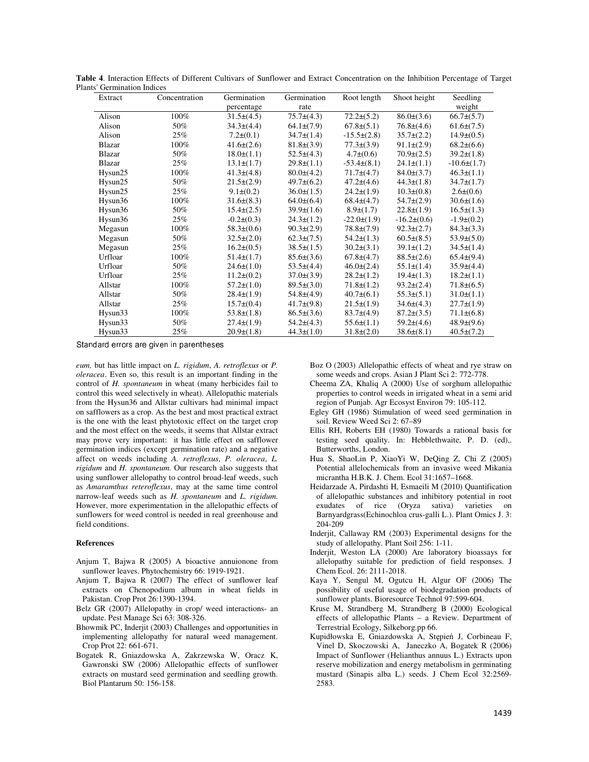**Table 4**. Interaction Effects of Different Cultivars of Sunflower and Extract Concentration on the Inhibition Percentage of Target Plants' Germination Indices

| Extract | Concentration | Germination percentage | Germination rate | Root length | Shoot height | Seedling weight |
|---|---|---|---|---|---|---|
| Alison | 100% | 31.5±(4.5) | 75.7±(4.3) | 72.2±(5.2) | 86.0±(3.6) | 66.7±(5.7) |
| Alison | 50% | 34.3±(4.4) | 64.1±(7.9) | 67.8±(5.1) | 76.8±(4.6) | 61.6±(7.5) |
| Alison | 25% | 7.2±(0.1) | 34.7±(1.4) | -15.5±(2.8) | 35.7±(2.2) | 14.9±(0.5) |
| Blazar | 100% | 41.6±(2.6) | 81.8±(3.9) | 77.3±(3.9) | 91.1±(2.9) | 68.2±(6.6) |
| Blazar | 50% | 18.0±(1.1) | 52.5±(4.3) | 4.7±(0.6) | 70.9±(2.5) | 39.2±(1.8) |
| Blazar | 25% | 13.1±(1.7) | 29.8±(1.1) | -53.4±(8.1) | 24.1±(1.1) | -10.6±(1.7) |
| Hysun25 | 100% | 41.3±(4.8) | 80.0±(4.2) | 71.7±(4.7) | 84.0±(3.7) | 46.3±(1.1) |
| Hysun25 | 50% | 21.5±(2.9) | 49.7±(6.2) | 47.2±(4.6) | 44.3±(1.8) | 34.7±(1.7) |
| Hysun25 | 25% | 9.1±(0.2) | 36.0±(1.5) | 24.2±(1.9) | 10.3±(0.8) | 2.6±(0.6) |
| Hysun36 | 100% | 31.6±(8.3) | 64.0±(6.4) | 68.4±(4.7) | 54.7±(2.9) | 30.6±(1.6) |
| Hysun36 | 50% | 15.4±(2.5) | 39.9±(1.6) | 8.9±(1.7) | 22.8±(1.9) | 16.5±(1.3) |
| Hysun36 | 25% | -0.2±(0.3) | 24.3±(1.2) | -22.0±(1.9) | -16.2±(0.6) | -1.9±(0.2) |
| Megasun | 100% | 58.3±(0.6) | 90.3±(2.9) | 78.8±(7.9) | 92.3±(2.7) | 84.3±(3.3) |
| Megasun | 50% | 32.5±(2.0) | 62.3±(7.5) | 54.2±(1.3) | 60.5±(8.5) | 53.9±(5.0) |
| Megasun | 25% | 16.2±(0.5) | 38.5±(1.5) | 30.2±(3.1) | 39.1±(1.2) | 34.5±(1.4) |
| Urfloar | 100% | 51.4±(1.7) | 85.6±(3.6) | 67.8±(4.7) | 88.5±(2.6) | 65.4±(9.4) |
| Urfloar | 50% | 24.6±(1.0) | 53.5±(4.4) | 46.0±(2.4) | 55.1±(1.4) | 35.9±(4.4) |
| Urfloar | 25% | 11.2±(0.2) | 37.0±(3.9) | 28.2±(1.2) | 19.4±(1.3) | 18.2±(1.1) |
| Allstar | 100% | 57.2±(1.0) | 89.5±(3.0) | 71.8±(1.2) | 93.2±(2.4) | 71.8±(6.5) |
| Allstar | 50% | 28.4±(1.9) | 54.8±(4.9) | 40.7±(6.1) | 55.3±(5.1) | 31.0±(1.1) |
| Allstar | 25% | 15.7±(0.4) | 41.7±(9.8) | 21.5±(1.9) | 34.6±(4.3) | 27.7±(1.9) |
| Hysun33 | 100% | 53.8±(1.8) | 86.5±(3.6) | 83.7±(4.9) | 87.2±(3.5) | 71.1±(6.8) |
| Hysun33 | 50% | 27.4±(1.9) | 54.2±(4.3) | 55.6±(1.1) | 59.2±(4.6) | 48.9±(9.6) |
| Hysun33 | 25% | 20.9±(1.8) | 44.3±(1.0) | 31.8±(2.0) | 38.6±(8.1) | 40.5±(7.2) |

Standard errors are given in parentheses

*eum,* but has little impact on *L. rigidum*, *A. retroflexus* or *P. oleracea*. Even so, this result is an important finding in the control of *H. spontaneum* in wheat (many herbicides fail to control this weed selectively in wheat). Allelopathic materials from the Hysun36 and Allstar cultivars had minimal impact on safflowers as a crop. As the best and most practical extract is the one with the least phytotoxic effect on the target crop and the most effect on the weeds, it seems that Allstar extract may prove very important: it has little effect on safflower germination indices (except germination rate) and a negative affect on weeds including *A. retroflexus*, *P. oleracea*, *L. rigidum* and *H. spontaneum*. Our research also suggests that using sunflower allelopathy to control broad-leaf weeds, such as *Amaramthus reteroflexus*, may at the same time control narrow-leaf weeds such as *H. spontaneum* and *L. rigidum*. However, more experimentation in the allelopathic effects of sunflowers for weed control is needed in real greenhouse and field conditions.

**References**

Anjum T, Bajwa R (2005) A bioactive annuionone from sunflower leaves. Phytochemistry 66: 1919-1921.

Anjum T, Bajwa R (2007) The effect of sunflower leaf extracts on Chenopodium album in wheat fields in Pakistan. Crop Prot 26:1390-1394.

Belz GR (2007) Allelopathy in crop/ weed interactions- an update. Pest Manage Sci 63: 308-326.

Bhowmik PC, Inderjit (2003) Challenges and opportunities in implementing allelopathy for natural weed management. Crop Prot 22: 661-671.

Bogatek R, Gniazdowska A, Zakrzewska W, Oracz K, Gawronski SW (2006) Allelopathic effects of sunflower extracts on mustard seed germination and seedling growth. Biol Plantarum 50: 156-158.

Boz O (2003) Allelopathic effects of wheat and rye straw on some weeds and crops. Asian J Plant Sci 2: 772-778.

Cheema ZA, Khaliq A (2000) Use of sorghum allelopathic properties to control weeds in irrigated wheat in a semi arid region of Punjab. Agr Ecosyst Environ 79: 105-112.

Egley GH (1986) Stimulation of weed seed germination in soil. Review Weed Sci 2: 67–89

Ellis RH, Roberts EH (1980) Towards a rational basis for testing seed quality. In: Hebblethwaite, P. D. (ed),. Butterworths, London.

Hua S, ShaoLin P, XiaoYi W, DeQing Z, Chi Z (2005) Potential allelochemicals from an invasive weed Mikania micrantha H.B.K. J. Chem. Ecol 31:1657–1668.

Heidarzade A, Pirdashti H, Esmaeili M (2010) Quantification of allelopathic substances and inhibitory potential in root exudates of rice (Oryza sativa) varieties on Barnyardgrass(Echinochloa crus-galli L.). Plant Omics J. 3: 204-209

Inderjit, Callaway RM (2003) Experimental designs for the study of allelopathy. Plant Soil 256: 1-11.

Inderjit, Weston LA (2000) Are laboratory bioassays for allelopathy suitable for prediction of field responses. J Chem Ecol. 26: 2111-2018.

Kaya Y, Sengul M, Ogutcu H, Algur OF (2006) The possibility of useful usage of biodegradation products of sunflower plants. Bioresource Technol 97:599-604.

Kruse M, Strandberg M, Strandberg B (2000) Ecological effects of allelopathic Plants – a Review. Department of Terrestrial Ecology, Silkeborg.pp 66.

Kupidłowska E, Gniazdowska A, Stępień J, Corbineau F, Vinel D, Skoczowski A, Janeczko A, Bogatek R (2006) Impact of Sunflower (Helianthus annuus L.) Extracts upon reserve mobilization and energy metabolism in germinating mustard (Sinapis alba L.) seeds. J Chem Ecol 32:2569-2583.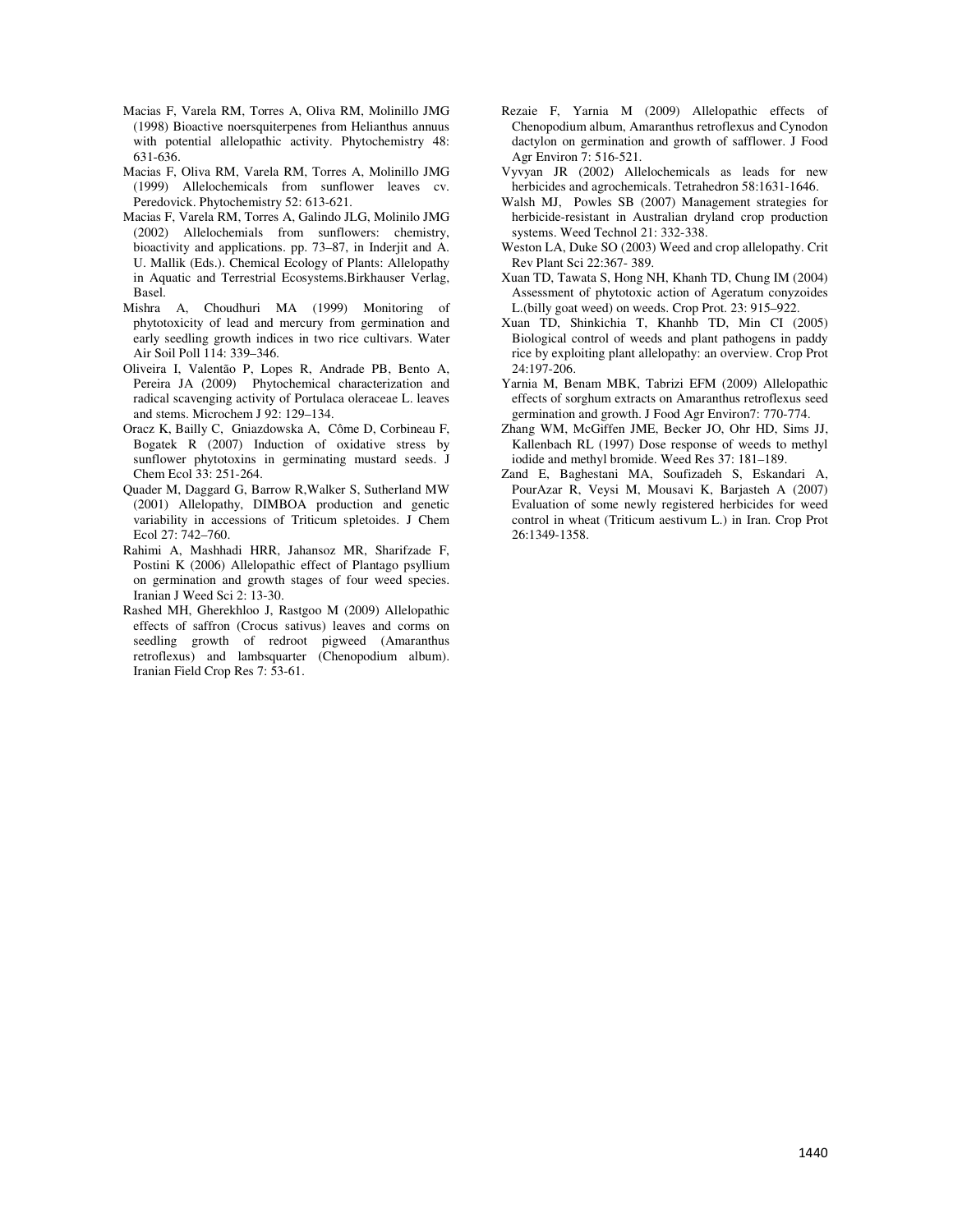Macias F, Varela RM, Torres A, Oliva RM, Molinillo JMG (1998) Bioactive noersquiterpenes from Helianthus annuus with potential allelopathic activity. Phytochemistry 48: 631-636.

Macias F, Oliva RM, Varela RM, Torres A, Molinillo JMG (1999) Allelochemicals from sunflower leaves cv. Peredovick. Phytochemistry 52: 613-621.

Macias F, Varela RM, Torres A, Galindo JLG, Molinilo JMG (2002) Allelochemials from sunflowers: chemistry, bioactivity and applications. pp. 73–87, in Inderjit and A. U. Mallik (Eds.). Chemical Ecology of Plants: Allelopathy in Aquatic and Terrestrial Ecosystems.Birkhauser Verlag, Basel.

Mishra A, Choudhuri MA (1999) Monitoring of phytotoxicity of lead and mercury from germination and early seedling growth indices in two rice cultivars. Water Air Soil Poll 114: 339–346.

Oliveira I, Valentão P, Lopes R, Andrade PB, Bento A, Pereira JA (2009) Phytochemical characterization and radical scavenging activity of Portulaca oleraceae L. leaves and stems. Microchem J 92: 129–134.

Oracz K, Bailly C, Gniazdowska A, Côme D, Corbineau F, Bogatek R (2007) Induction of oxidative stress by sunflower phytotoxins in germinating mustard seeds. J Chem Ecol 33: 251-264.

Quader M, Daggard G, Barrow R,Walker S, Sutherland MW (2001) Allelopathy, DIMBOA production and genetic variability in accessions of Triticum spletoides. J Chem Ecol 27: 742–760.

Rahimi A, Mashhadi HRR, Jahansoz MR, Sharifzade F, Postini K (2006) Allelopathic effect of Plantago psyllium on germination and growth stages of four weed species. Iranian J Weed Sci 2: 13-30.

Rashed MH, Gherekhloo J, Rastgoo M (2009) Allelopathic effects of saffron (Crocus sativus) leaves and corms on seedling growth of redroot pigweed (Amaranthus retroflexus) and lambsquarter (Chenopodium album). Iranian Field Crop Res 7: 53-61.

Rezaie F, Yarnia M (2009) Allelopathic effects of Chenopodium album, Amaranthus retroflexus and Cynodon dactylon on germination and growth of safflower. J Food Agr Environ 7: 516-521.

Vyvyan JR (2002) Allelochemicals as leads for new herbicides and agrochemicals. Tetrahedron 58:1631-1646.

Walsh MJ, Powles SB (2007) Management strategies for herbicide-resistant in Australian dryland crop production systems. Weed Technol 21: 332-338.

Weston LA, Duke SO (2003) Weed and crop allelopathy. Crit Rev Plant Sci 22:367- 389.

Xuan TD, Tawata S, Hong NH, Khanh TD, Chung IM (2004) Assessment of phytotoxic action of Ageratum conyzoides L.(billy goat weed) on weeds. Crop Prot. 23: 915–922.

Xuan TD, Shinkichia T, Khanhb TD, Min CI (2005) Biological control of weeds and plant pathogens in paddy rice by exploiting plant allelopathy: an overview. Crop Prot 24:197-206.

Yarnia M, Benam MBK, Tabrizi EFM (2009) Allelopathic effects of sorghum extracts on Amaranthus retroflexus seed germination and growth. J Food Agr Environ7: 770-774.

Zhang WM, McGiffen JME, Becker JO, Ohr HD, Sims JJ, Kallenbach RL (1997) Dose response of weeds to methyl iodide and methyl bromide. Weed Res 37: 181–189.

Zand E, Baghestani MA, Soufizadeh S, Eskandari A, PourAzar R, Veysi M, Mousavi K, Barjasteh A (2007) Evaluation of some newly registered herbicides for weed control in wheat (Triticum aestivum L.) in Iran. Crop Prot 26:1349-1358.